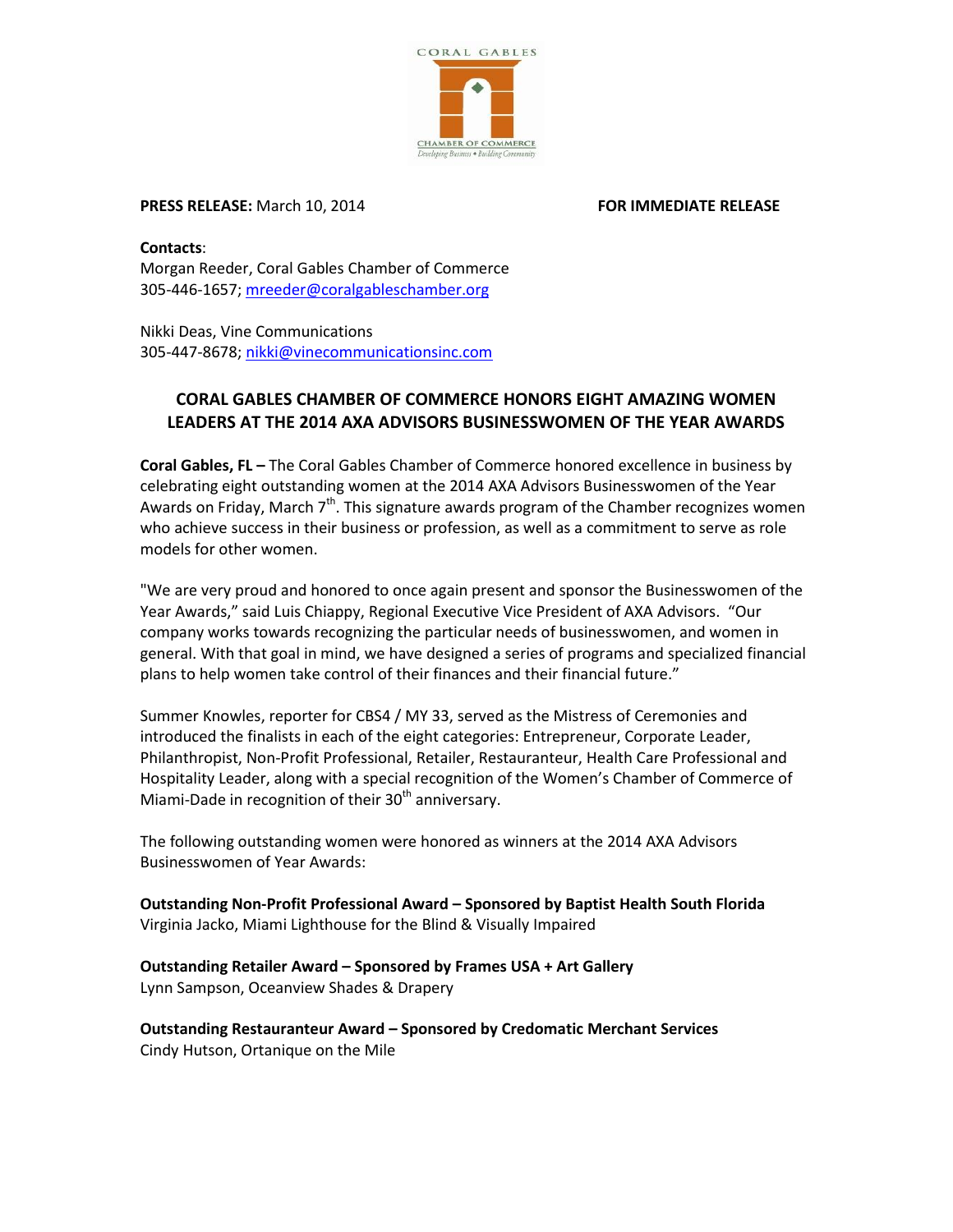CORAL GABLES

CHAMBER OF COMMERCE
*Developing Business • Building Community*

**PRESS RELEASE:** March 10, 2014 **FOR IMMEDIATE RELEASE**

**Contacts**:
Morgan Reeder, Coral Gables Chamber of Commerce
305-446-1657; mreeder@coralgableschamber.org

Nikki Deas, Vine Communications
305-447-8678; nikki@vinecommunicationsinc.com

## CORAL GABLES CHAMBER OF COMMERCE HONORS EIGHT AMAZING WOMEN LEADERS AT THE 2014 AXA ADVISORS BUSINESSWOMEN OF THE YEAR AWARDS

**Coral Gables, FL –** The Coral Gables Chamber of Commerce honored excellence in business by celebrating eight outstanding women at the 2014 AXA Advisors Businesswomen of the Year Awards on Friday, March 7th. This signature awards program of the Chamber recognizes women who achieve success in their business or profession, as well as a commitment to serve as role models for other women.

"We are very proud and honored to once again present and sponsor the Businesswomen of the Year Awards," said Luis Chiappy, Regional Executive Vice President of AXA Advisors. "Our company works towards recognizing the particular needs of businesswomen, and women in general. With that goal in mind, we have designed a series of programs and specialized financial plans to help women take control of their finances and their financial future."

Summer Knowles, reporter for CBS4 / MY 33, served as the Mistress of Ceremonies and introduced the finalists in each of the eight categories: Entrepreneur, Corporate Leader, Philanthropist, Non-Profit Professional, Retailer, Restauranteur, Health Care Professional and Hospitality Leader, along with a special recognition of the Women's Chamber of Commerce of Miami-Dade in recognition of their 30th anniversary.

The following outstanding women were honored as winners at the 2014 AXA Advisors Businesswomen of Year Awards:

**Outstanding Non-Profit Professional Award – Sponsored by Baptist Health South Florida**
Virginia Jacko, Miami Lighthouse for the Blind & Visually Impaired

**Outstanding Retailer Award – Sponsored by Frames USA + Art Gallery**
Lynn Sampson, Oceanview Shades & Drapery

**Outstanding Restauranteur Award – Sponsored by Credomatic Merchant Services**
Cindy Hutson, Ortanique on the Mile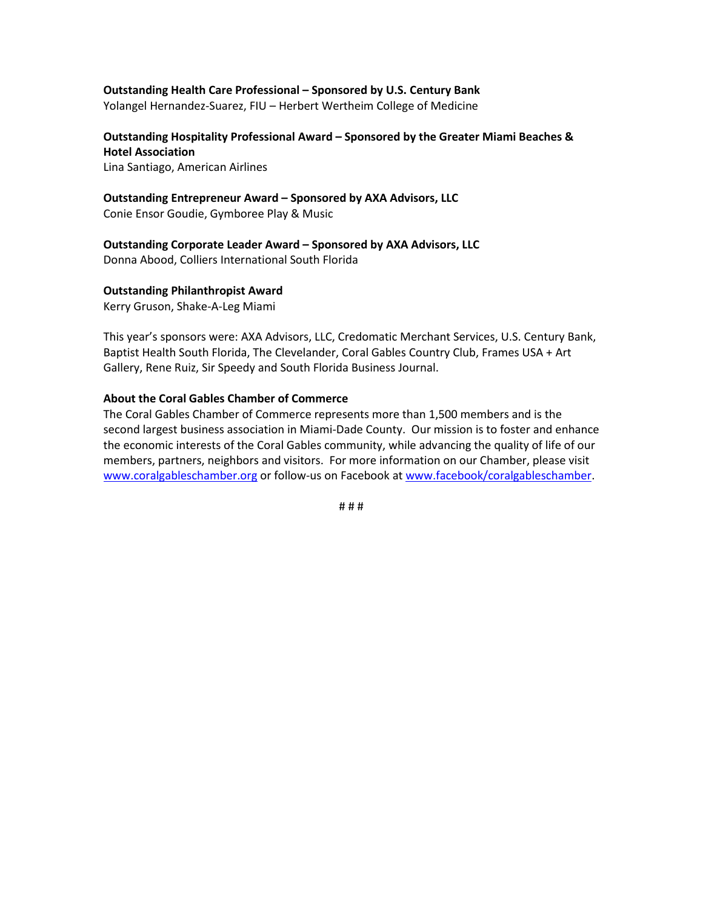**Outstanding Health Care Professional – Sponsored by U.S. Century Bank**
Yolangel Hernandez-Suarez, FIU – Herbert Wertheim College of Medicine

**Outstanding Hospitality Professional Award – Sponsored by the Greater Miami Beaches & Hotel Association**
Lina Santiago, American Airlines

**Outstanding Entrepreneur Award – Sponsored by AXA Advisors, LLC**
Conie Ensor Goudie, Gymboree Play & Music

**Outstanding Corporate Leader Award – Sponsored by AXA Advisors, LLC**
Donna Abood, Colliers International South Florida

**Outstanding Philanthropist Award**
Kerry Gruson, Shake-A-Leg Miami

This year's sponsors were: AXA Advisors, LLC, Credomatic Merchant Services, U.S. Century Bank, Baptist Health South Florida, The Clevelander, Coral Gables Country Club, Frames USA + Art Gallery, Rene Ruiz, Sir Speedy and South Florida Business Journal.

**About the Coral Gables Chamber of Commerce**
The Coral Gables Chamber of Commerce represents more than 1,500 members and is the second largest business association in Miami-Dade County. Our mission is to foster and enhance the economic interests of the Coral Gables community, while advancing the quality of life of our members, partners, neighbors and visitors. For more information on our Chamber, please visit [www.coralgableschamber.org](http://www.coralgableschamber.org) or follow-us on Facebook at [www.facebook/coralgableschamber](http://www.facebook/coralgableschamber).

# # #